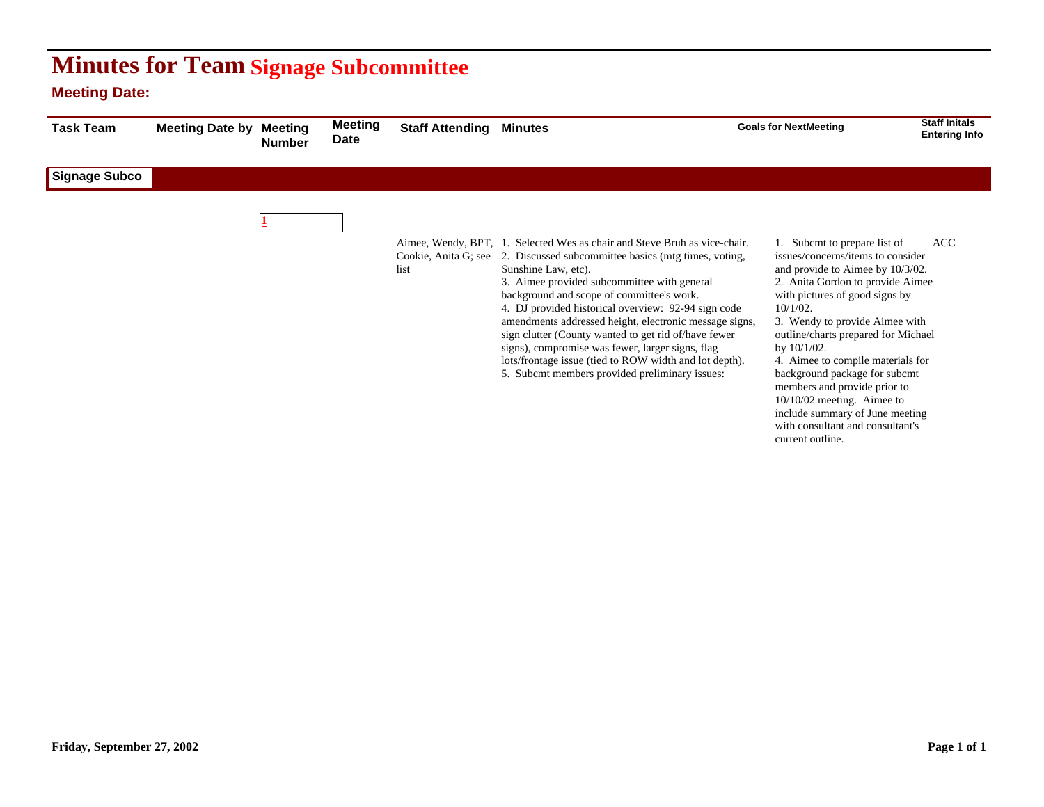# Minutes for Team Signage Subcommittee

**Meeting Date:**

| Task Team | Meeting Date by | Meeting Number | Meeting Date | Staff Attending | Minutes | Goals for NextMeeting | Staff Initals Entering Info |
|---|---|---|---|---|---|---|---|
| **Signage Subco** | | | | | | | |
| | | 1 | | Aimee, Wendy, BPT, Cookie, Anita G; see list | 1. Selected Wes as chair and Steve Bruh as vice-chair.<br>2. Discussed subcommittee basics (mtg times, voting, Sunshine Law, etc).<br>3. Aimee provided subcommittee with general background and scope of committee's work.<br>4. DJ provided historical overview: 92-94 sign code amendments addressed height, electronic message signs, sign clutter (County wanted to get rid of/have fewer signs), compromise was fewer, larger signs, flag lots/frontage issue (tied to ROW width and lot depth).<br>5. Subcmt members provided preliminary issues: | 1. Subcmt to prepare list of issues/concerns/items to consider and provide to Aimee by 10/3/02.<br>2. Anita Gordon to provide Aimee with pictures of good signs by 10/1/02.<br>3. Wendy to provide Aimee with outline/charts prepared for Michael by 10/1/02.<br>4. Aimee to compile materials for background package for subcmt members and provide prior to 10/10/02 meeting. Aimee to include summary of June meeting with consultant and consultant's current outline. | ACC |

**Friday, September 27, 2002**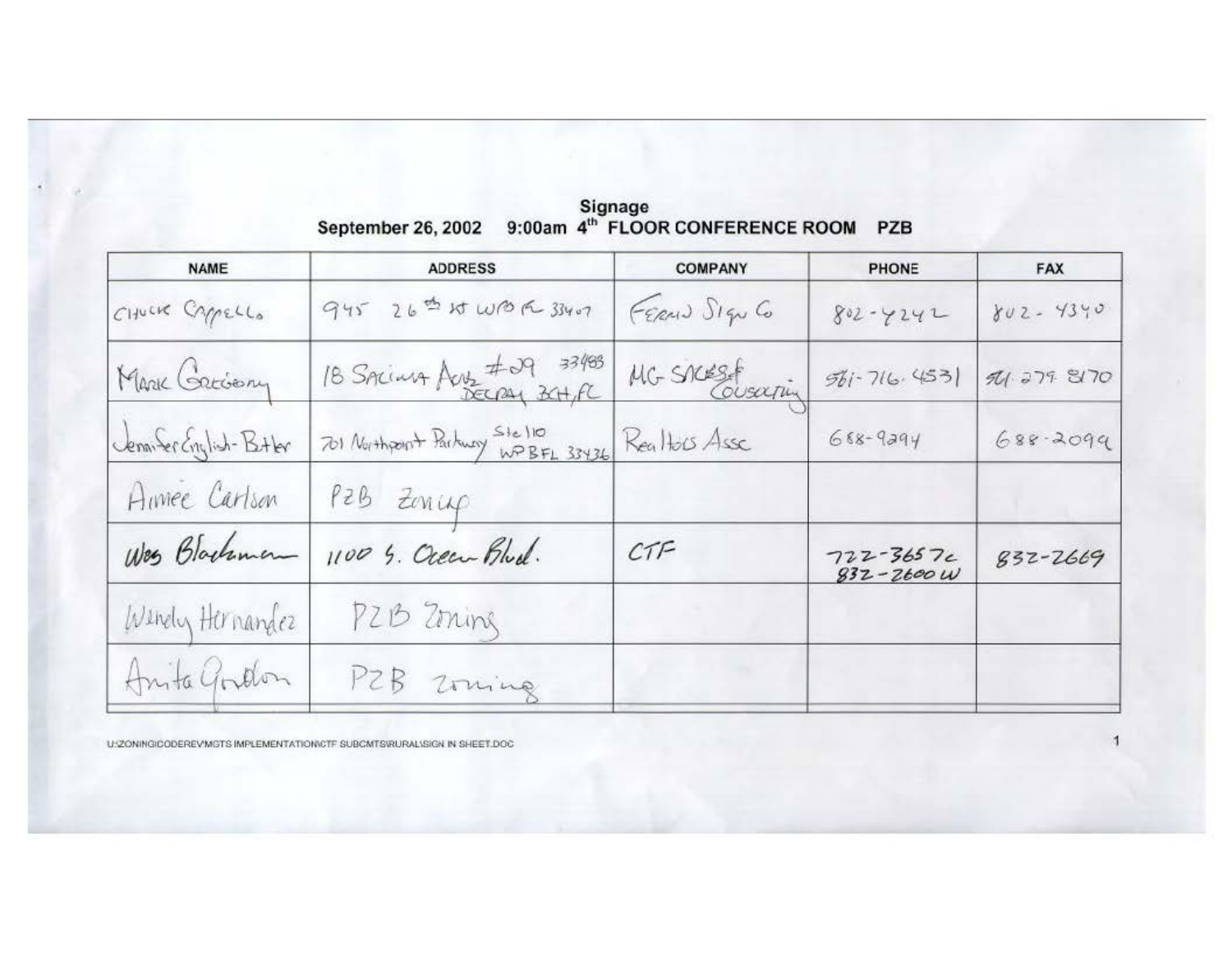## Signage

**September 26, 2002 9:00am 4th FLOOR CONFERENCE ROOM PZB**

| NAME | ADDRESS | COMPANY | PHONE | FAX |
|---|---|---|---|---|
| Chuck Cappello | 945 26th St WPB FL 33407 | Ferrin Sign Co | 802-4242 | 802-4340 |
| Mark Gregory | 18 Sacima Ave #29 33483 Delray Bch, FL | MG Sales & Consulting | 561-716-4531 | 561-279-8170 |
| Jennifer English-Butler | 701 Northpoint Parkway Ste 110 WPB FL 33436 | Realtors Assc | 688-9294 | 688-2099 |
| Aimee Carlson | PZB Zoning | | | |
| Wes Blackman | 1100 S. Ocean Blvd. | CTF | 722-3657 c<br>832-2600 w | 832-2669 |
| Wendy Hernandez | PZB Zoning | | | |
| Anita Gordon | PZB Zoning | | | |

U:\ZONING\CODEREV\MGTS IMPLEMENTATION\CTF SUBCMTS\RURAL\SIGN IN SHEET.DOC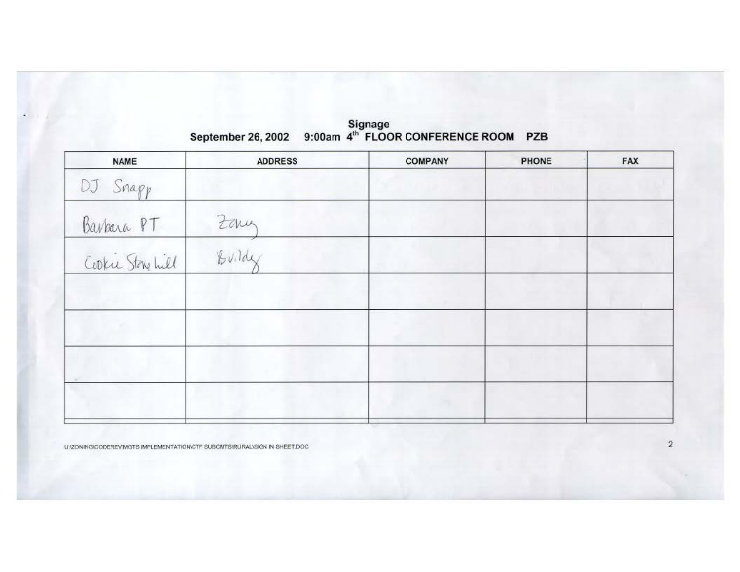**Signage**
**September 26, 2002 9:00am 4th FLOOR CONFERENCE ROOM PZB**

| NAME | ADDRESS | COMPANY | PHONE | FAX |
|---|---|---|---|---|
| DJ Snapp | | | | |
| Barbara PT | Zoning | | | |
| Cookie Stonehill | Bldg | | | |
| | | | | |
| | | | | |
| | | | | |
| | | | | |

U:\ZONING\CODEREV\MGTS IMPLEMENTATION\CTF SUBCMTS\RURAL\SIGN IN SHEET.DOC